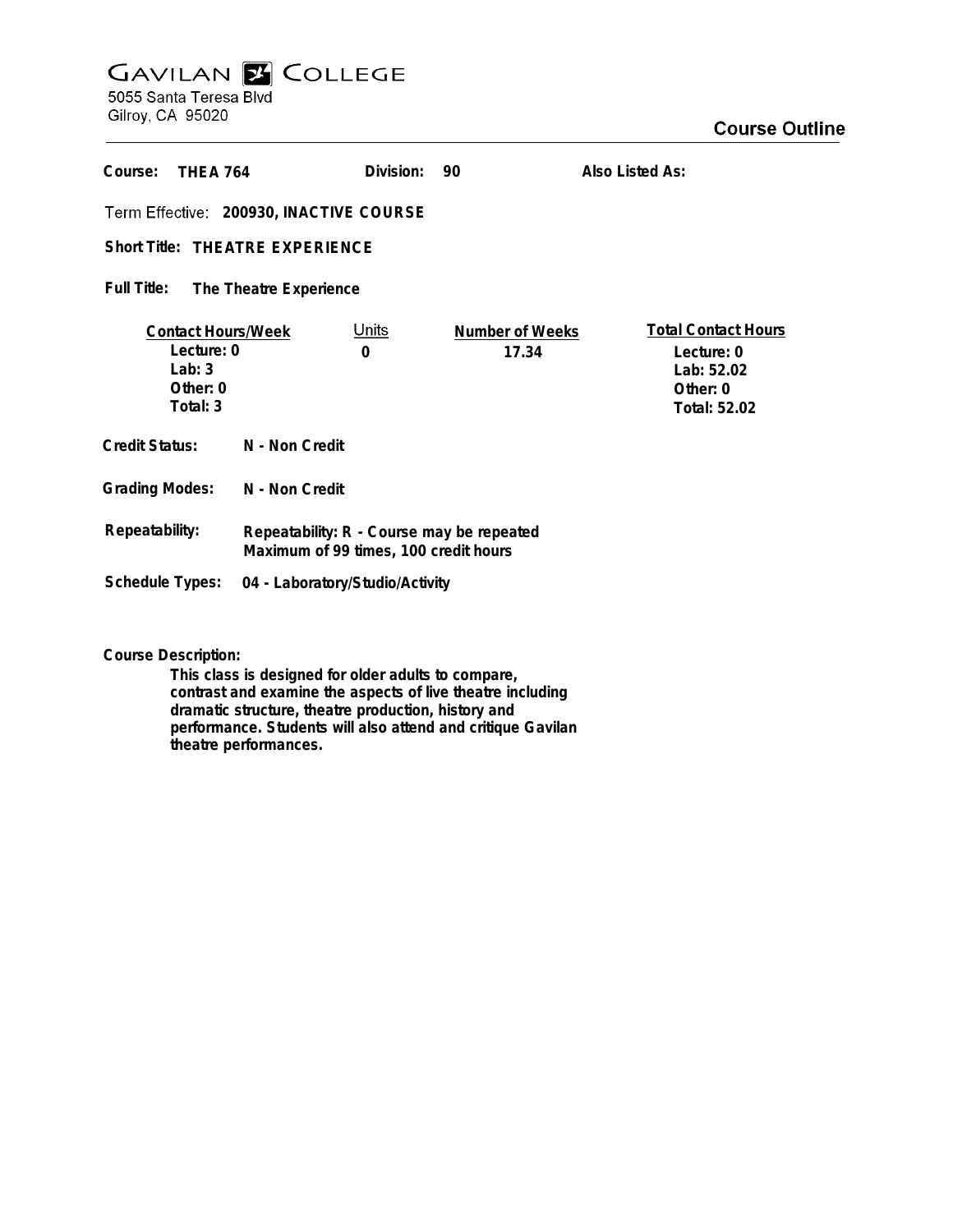# GAVILAN COLLEGE

5055 Santa Teresa Blvd
Gilroy, CA 95020

## Course Outline

**Course:** THEA 764 **Division:** 90 **Also Listed As:**

**Term Effective:** 200930, INACTIVE COURSE

**Short Title:** THEATRE EXPERIENCE

**Full Title:** The Theatre Experience

| Contact Hours/Week | Units | Number of Weeks | Total Contact Hours |
|---|---|---|---|
| Lecture: 0 | 0 | 17.34 | Lecture: 0 |
| Lab: 3 | | | Lab: 52.02 |
| Other: 0 | | | Other: 0 |
| Total: 3 | | | Total: 52.02 |

**Credit Status:** N - Non Credit

**Grading Modes:** N - Non Credit

**Repeatability:** Repeatability: R - Course may be repeated
Maximum of 99 times, 100 credit hours

**Schedule Types:** 04 - Laboratory/Studio/Activity

**Course Description:**

This class is designed for older adults to compare, contrast and examine the aspects of live theatre including dramatic structure, theatre production, history and performance. Students will also attend and critique Gavilan theatre performances.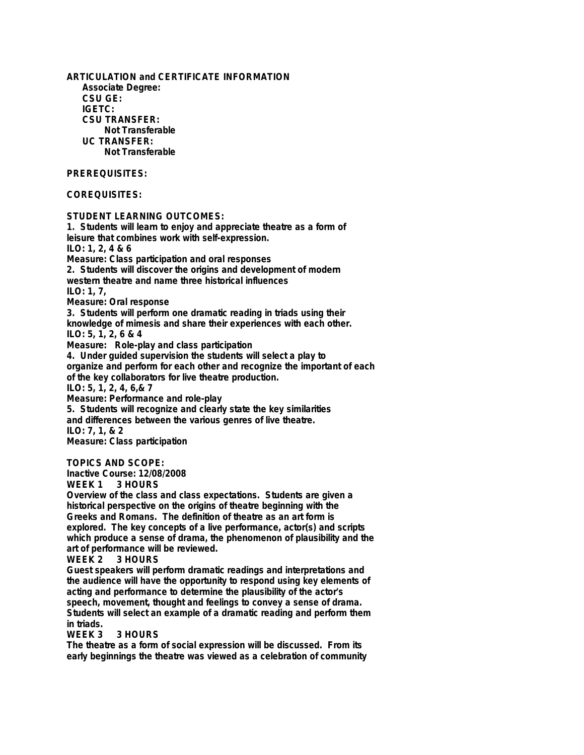**ARTICULATION and CERTIFICATE INFORMATION**

**Associate Degree:**

**CSU GE:**

**IGETC:**

**CSU TRANSFER:**

**Not Transferable**

**UC TRANSFER:**

**Not Transferable**

**PREREQUISITES:**

**COREQUISITES:**

**STUDENT LEARNING OUTCOMES:**

**1. Students will learn to enjoy and appreciate theatre as a form of leisure that combines work with self-expression.**
**ILO: 1, 2, 4 & 6**
**Measure: Class participation and oral responses**

**2. Students will discover the origins and development of modern western theatre and name three historical influences**
**ILO: 1, 7,**
**Measure: Oral response**

**3. Students will perform one dramatic reading in triads using their knowledge of mimesis and share their experiences with each other.**
**ILO: 5, 1, 2, 6 & 4**
**Measure: Role-play and class participation**

**4. Under guided supervision the students will select a play to organize and perform for each other and recognize the important of each of the key collaborators for live theatre production.**
**ILO: 5, 1, 2, 4, 6,& 7**
**Measure: Performance and role-play**

**5. Students will recognize and clearly state the key similarities and differences between the various genres of live theatre.**
**ILO: 7, 1, & 2**
**Measure: Class participation**

**TOPICS AND SCOPE:**

**Inactive Course: 12/08/2008**

**WEEK 1 3 HOURS**

**Overview of the class and class expectations. Students are given a historical perspective on the origins of theatre beginning with the Greeks and Romans. The definition of theatre as an art form is explored. The key concepts of a live performance, actor(s) and scripts which produce a sense of drama, the phenomenon of plausibility and the art of performance will be reviewed.**

**WEEK 2 3 HOURS**

**Guest speakers will perform dramatic readings and interpretations and the audience will have the opportunity to respond using key elements of acting and performance to determine the plausibility of the actor's speech, movement, thought and feelings to convey a sense of drama. Students will select an example of a dramatic reading and perform them in triads.**

**WEEK 3 3 HOURS**

**The theatre as a form of social expression will be discussed. From its early beginnings the theatre was viewed as a celebration of community**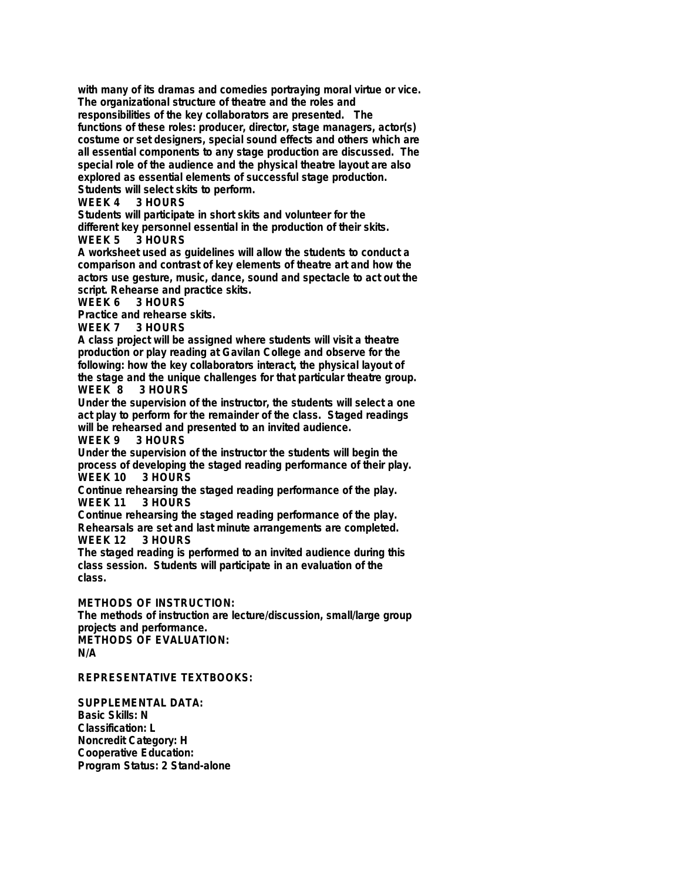with many of its dramas and comedies portraying moral virtue or vice. The organizational structure of theatre and the roles and responsibilities of the key collaborators are presented. The functions of these roles: producer, director, stage managers, actor(s) costume or set designers, special sound effects and others which are all essential components to any stage production are discussed. The special role of the audience and the physical theatre layout are also explored as essential elements of successful stage production. Students will select skits to perform.

**WEEK 4 3 HOURS**

Students will participate in short skits and volunteer for the different key personnel essential in the production of their skits.

**WEEK 5 3 HOURS**

A worksheet used as guidelines will allow the students to conduct a comparison and contrast of key elements of theatre art and how the actors use gesture, music, dance, sound and spectacle to act out the script. Rehearse and practice skits.

**WEEK 6 3 HOURS**

Practice and rehearse skits.

**WEEK 7 3 HOURS**

A class project will be assigned where students will visit a theatre production or play reading at Gavilan College and observe for the following: how the key collaborators interact, the physical layout of the stage and the unique challenges for that particular theatre group.

**WEEK 8 3 HOURS**

Under the supervision of the instructor, the students will select a one act play to perform for the remainder of the class. Staged readings will be rehearsed and presented to an invited audience.

**WEEK 9 3 HOURS**

Under the supervision of the instructor the students will begin the process of developing the staged reading performance of their play.

**WEEK 10 3 HOURS**

Continue rehearsing the staged reading performance of the play.

**WEEK 11 3 HOURS**

Continue rehearsing the staged reading performance of the play. Rehearsals are set and last minute arrangements are completed.

**WEEK 12 3 HOURS**

The staged reading is performed to an invited audience during this class session. Students will participate in an evaluation of the class.

**METHODS OF INSTRUCTION:**

The methods of instruction are lecture/discussion, small/large group projects and performance.

**METHODS OF EVALUATION:**

N/A

**REPRESENTATIVE TEXTBOOKS:**

**SUPPLEMENTAL DATA:**

Basic Skills: N
Classification: L
Noncredit Category: H
Cooperative Education:
Program Status: 2 Stand-alone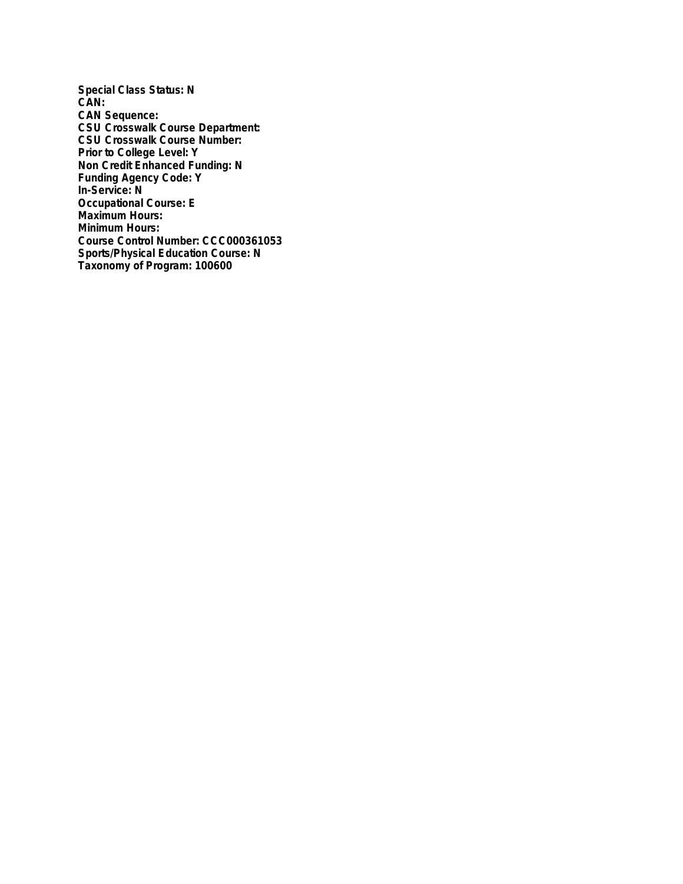**Special Class Status: N**
**CAN:**
**CAN Sequence:**
**CSU Crosswalk Course Department:**
**CSU Crosswalk Course Number:**
**Prior to College Level: Y**
**Non Credit Enhanced Funding: N**
**Funding Agency Code: Y**
**In-Service: N**
**Occupational Course: E**
**Maximum Hours:**
**Minimum Hours:**
**Course Control Number: CCC000361053**
**Sports/Physical Education Course: N**
**Taxonomy of Program: 100600**